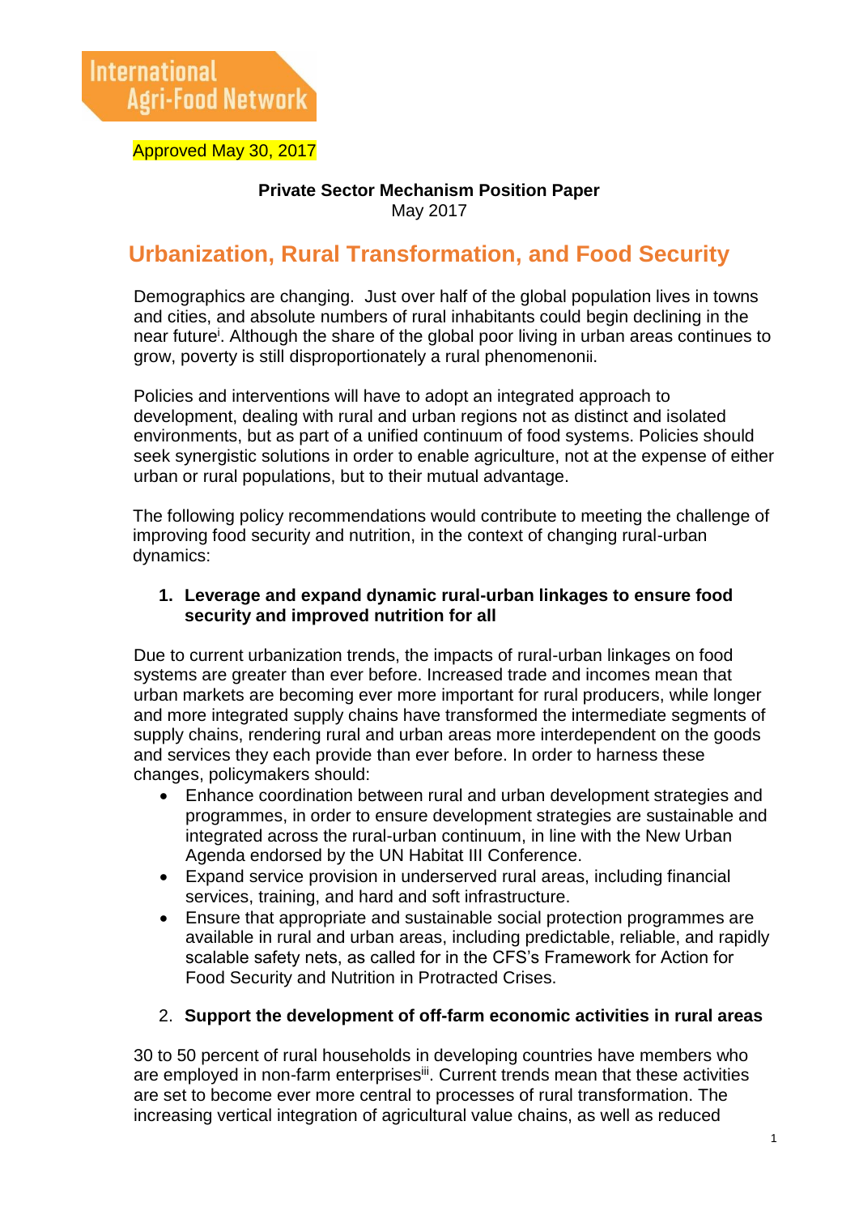International Agri-Food Network

Approved May 30, 2017

**Private Sector Mechanism Position Paper**
May 2017

# Urbanization, Rural Transformation, and Food Security

Demographics are changing. Just over half of the global population lives in towns and cities, and absolute numbers of rural inhabitants could begin declining in the near future[i]. Although the share of the global poor living in urban areas continues to grow, poverty is still disproportionately a rural phenomenon[ii].

Policies and interventions will have to adopt an integrated approach to development, dealing with rural and urban regions not as distinct and isolated environments, but as part of a unified continuum of food systems. Policies should seek synergistic solutions in order to enable agriculture, not at the expense of either urban or rural populations, but to their mutual advantage.

The following policy recommendations would contribute to meeting the challenge of improving food security and nutrition, in the context of changing rural-urban dynamics:

## 1. Leverage and expand dynamic rural-urban linkages to ensure food security and improved nutrition for all

Due to current urbanization trends, the impacts of rural-urban linkages on food systems are greater than ever before. Increased trade and incomes mean that urban markets are becoming ever more important for rural producers, while longer and more integrated supply chains have transformed the intermediate segments of supply chains, rendering rural and urban areas more interdependent on the goods and services they each provide than ever before. In order to harness these changes, policymakers should:

- Enhance coordination between rural and urban development strategies and programmes, in order to ensure development strategies are sustainable and integrated across the rural-urban continuum, in line with the New Urban Agenda endorsed by the UN Habitat III Conference.
- Expand service provision in underserved rural areas, including financial services, training, and hard and soft infrastructure.
- Ensure that appropriate and sustainable social protection programmes are available in rural and urban areas, including predictable, reliable, and rapidly scalable safety nets, as called for in the CFS's Framework for Action for Food Security and Nutrition in Protracted Crises.

## 2. Support the development of off-farm economic activities in rural areas

30 to 50 percent of rural households in developing countries have members who are employed in non-farm enterprises[iii]. Current trends mean that these activities are set to become ever more central to processes of rural transformation. The increasing vertical integration of agricultural value chains, as well as reduced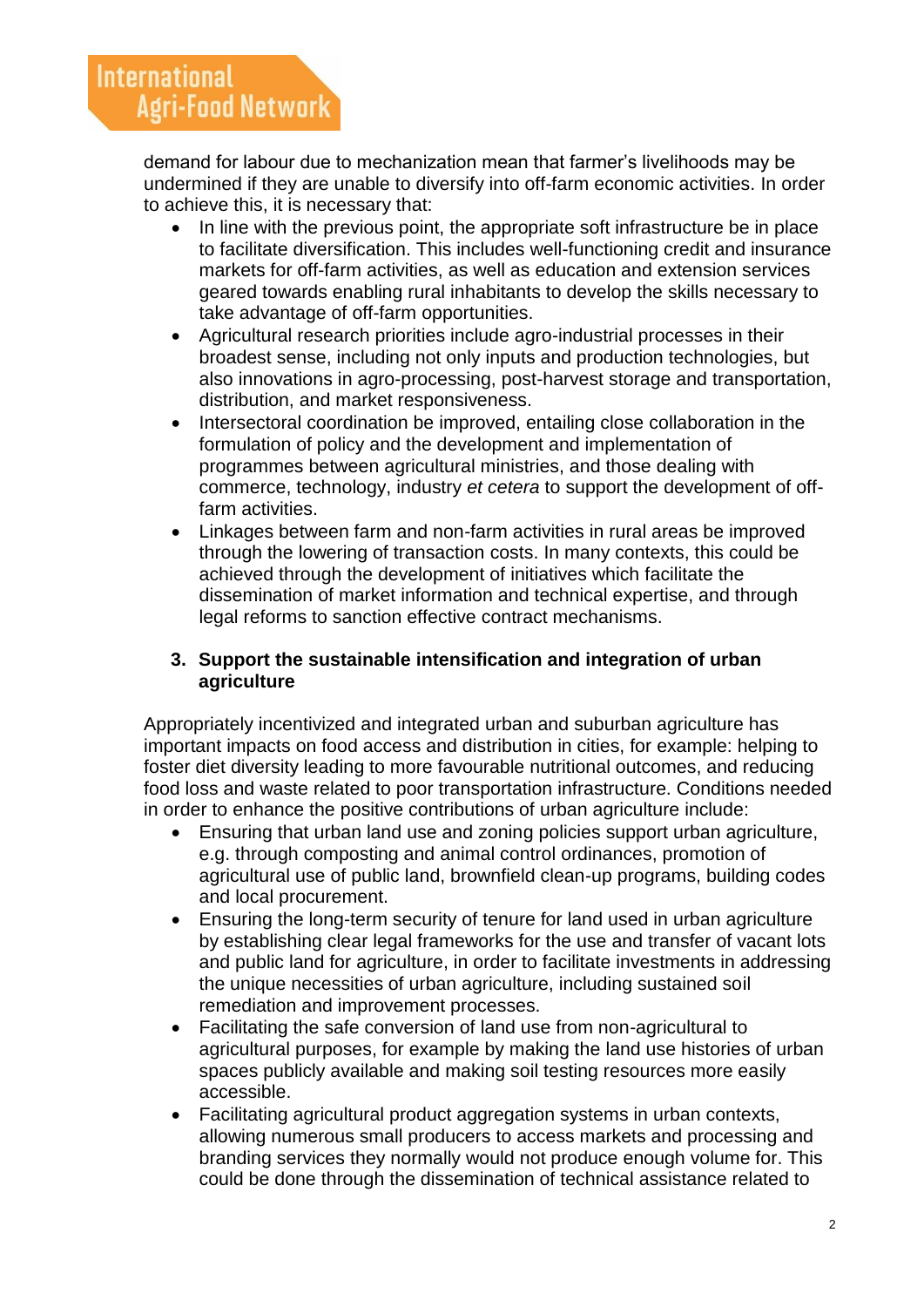demand for labour due to mechanization mean that farmer's livelihoods may be undermined if they are unable to diversify into off-farm economic activities. In order to achieve this, it is necessary that:

- In line with the previous point, the appropriate soft infrastructure be in place to facilitate diversification. This includes well-functioning credit and insurance markets for off-farm activities, as well as education and extension services geared towards enabling rural inhabitants to develop the skills necessary to take advantage of off-farm opportunities.
- Agricultural research priorities include agro-industrial processes in their broadest sense, including not only inputs and production technologies, but also innovations in agro-processing, post-harvest storage and transportation, distribution, and market responsiveness.
- Intersectoral coordination be improved, entailing close collaboration in the formulation of policy and the development and implementation of programmes between agricultural ministries, and those dealing with commerce, technology, industry *et cetera* to support the development of off-farm activities.
- Linkages between farm and non-farm activities in rural areas be improved through the lowering of transaction costs. In many contexts, this could be achieved through the development of initiatives which facilitate the dissemination of market information and technical expertise, and through legal reforms to sanction effective contract mechanisms.

### 3. Support the sustainable intensification and integration of urban agriculture

Appropriately incentivized and integrated urban and suburban agriculture has important impacts on food access and distribution in cities, for example: helping to foster diet diversity leading to more favourable nutritional outcomes, and reducing food loss and waste related to poor transportation infrastructure. Conditions needed in order to enhance the positive contributions of urban agriculture include:

- Ensuring that urban land use and zoning policies support urban agriculture, e.g. through composting and animal control ordinances, promotion of agricultural use of public land, brownfield clean-up programs, building codes and local procurement.
- Ensuring the long-term security of tenure for land used in urban agriculture by establishing clear legal frameworks for the use and transfer of vacant lots and public land for agriculture, in order to facilitate investments in addressing the unique necessities of urban agriculture, including sustained soil remediation and improvement processes.
- Facilitating the safe conversion of land use from non-agricultural to agricultural purposes, for example by making the land use histories of urban spaces publicly available and making soil testing resources more easily accessible.
- Facilitating agricultural product aggregation systems in urban contexts, allowing numerous small producers to access markets and processing and branding services they normally would not produce enough volume for. This could be done through the dissemination of technical assistance related to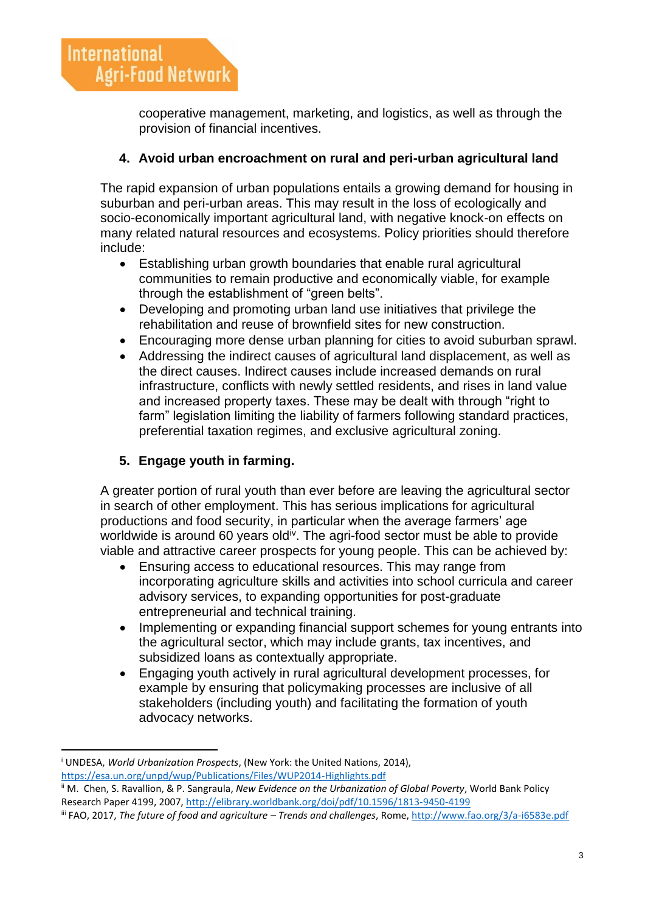cooperative management, marketing, and logistics, as well as through the provision of financial incentives.

4. **Avoid urban encroachment on rural and peri-urban agricultural land**

The rapid expansion of urban populations entails a growing demand for housing in suburban and peri-urban areas. This may result in the loss of ecologically and socio-economically important agricultural land, with negative knock-on effects on many related natural resources and ecosystems. Policy priorities should therefore include:

- Establishing urban growth boundaries that enable rural agricultural communities to remain productive and economically viable, for example through the establishment of "green belts".
- Developing and promoting urban land use initiatives that privilege the rehabilitation and reuse of brownfield sites for new construction.
- Encouraging more dense urban planning for cities to avoid suburban sprawl.
- Addressing the indirect causes of agricultural land displacement, as well as the direct causes. Indirect causes include increased demands on rural infrastructure, conflicts with newly settled residents, and rises in land value and increased property taxes. These may be dealt with through "right to farm" legislation limiting the liability of farmers following standard practices, preferential taxation regimes, and exclusive agricultural zoning.

5. **Engage youth in farming.**

A greater portion of rural youth than ever before are leaving the agricultural sector in search of other employment. This has serious implications for agricultural productions and food security, in particular when the average farmers' age worldwide is around 60 years old[iv]. The agri-food sector must be able to provide viable and attractive career prospects for young people. This can be achieved by:

- Ensuring access to educational resources. This may range from incorporating agriculture skills and activities into school curricula and career advisory services, to expanding opportunities for post-graduate entrepreneurial and technical training.
- Implementing or expanding financial support schemes for young entrants into the agricultural sector, which may include grants, tax incentives, and subsidized loans as contextually appropriate.
- Engaging youth actively in rural agricultural development processes, for example by ensuring that policymaking processes are inclusive of all stakeholders (including youth) and facilitating the formation of youth advocacy networks.

---

[i] UNDESA, *World Urbanization Prospects*, (New York: the United Nations, 2014), https://esa.un.org/unpd/wup/Publications/Files/WUP2014-Highlights.pdf

[ii] M. Chen, S. Ravallion, & P. Sangraula, *New Evidence on the Urbanization of Global Poverty*, World Bank Policy Research Paper 4199, 2007, http://elibrary.worldbank.org/doi/pdf/10.1596/1813-9450-4199

[iii] FAO, 2017, *The future of food and agriculture – Trends and challenges*, Rome, http://www.fao.org/3/a-i6583e.pdf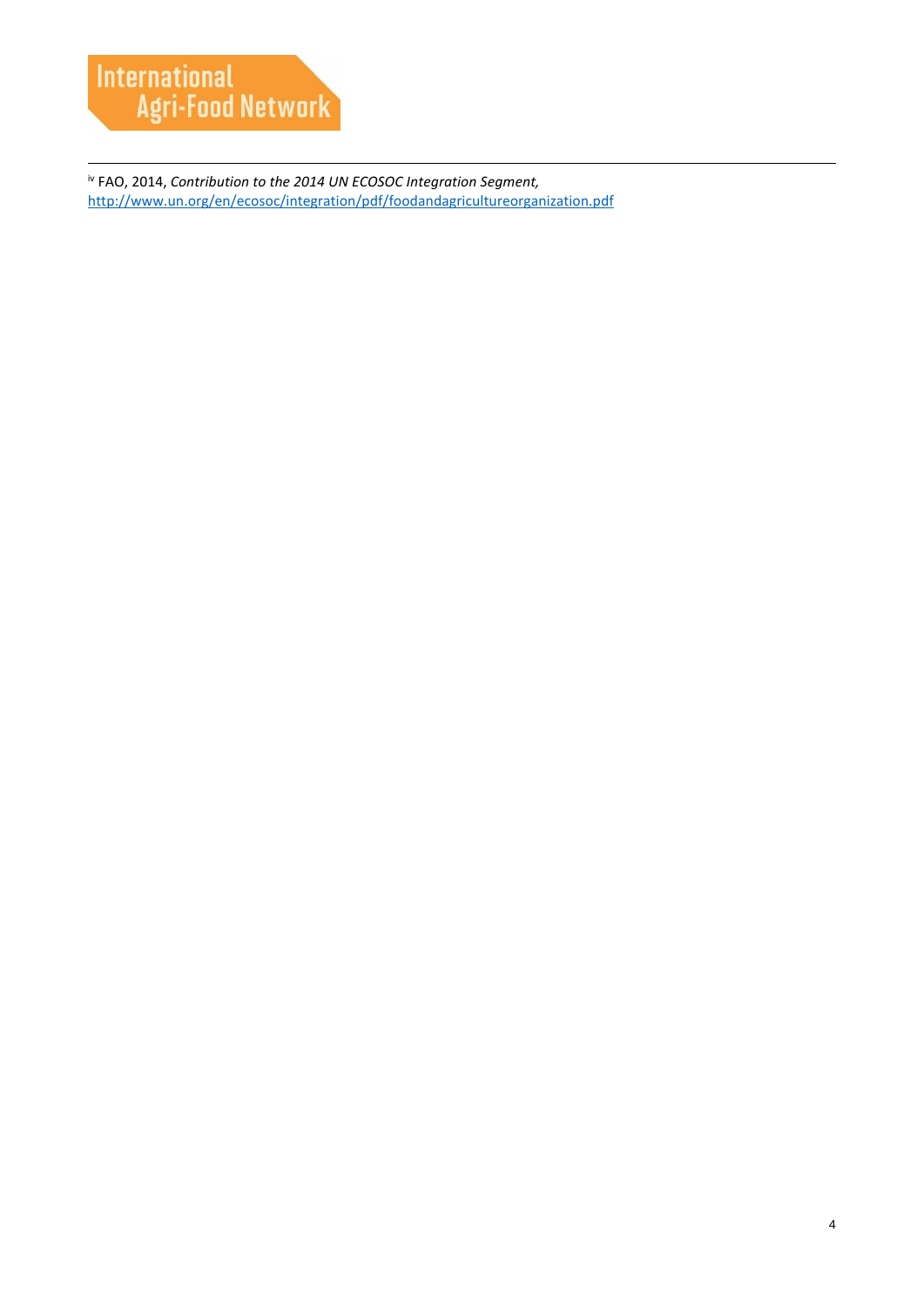[iv] FAO, 2014, *Contribution to the 2014 UN ECOSOC Integration Segment,* http://www.un.org/en/ecosoc/integration/pdf/foodandagricultureorganization.pdf